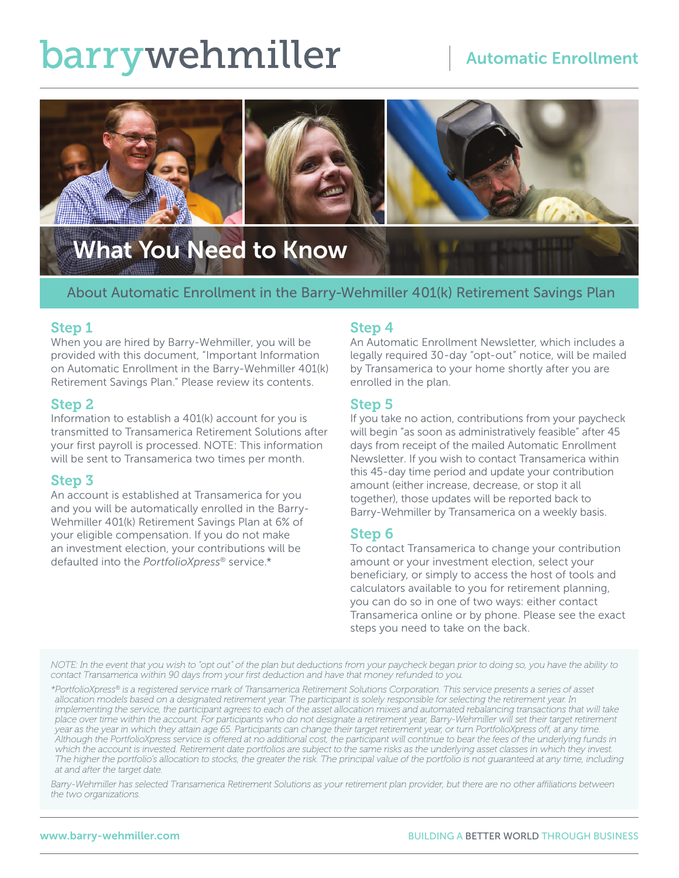# barrywehmiller

## Automatic Enrollment

## What You Need to Know

### About Automatic Enrollment in the Barry-Wehmiller 401(k) Retirement Savings Plan

### Step 1

When you are hired by Barry-Wehmiller, you will be provided with this document, "Important Information on Automatic Enrollment in the Barry-Wehmiller 401(k) Retirement Savings Plan." Please review its contents.

### Step 2

Information to establish a 401(k) account for you is transmitted to Transamerica Retirement Solutions after your first payroll is processed. NOTE: This information will be sent to Transamerica two times per month.

### Step 3

An account is established at Transamerica for you and you will be automatically enrolled in the Barry-Wehmiller 401(k) Retirement Savings Plan at 6% of your eligible compensation. If you do not make an investment election, your contributions will be defaulted into the *PortfolioXpress*® service.*

### Step 4

An Automatic Enrollment Newsletter, which includes a legally required 30-day "opt-out" notice, will be mailed by Transamerica to your home shortly after you are enrolled in the plan.

### Step 5

If you take no action, contributions from your paycheck will begin "as soon as administratively feasible" after 45 days from receipt of the mailed Automatic Enrollment Newsletter. If you wish to contact Transamerica within this 45-day time period and update your contribution amount (either increase, decrease, or stop it all together), those updates will be reported back to Barry-Wehmiller by Transamerica on a weekly basis.

### Step 6

To contact Transamerica to change your contribution amount or your investment election, select your beneficiary, or simply to access the host of tools and calculators available to you for retirement planning, you can do so in one of two ways: either contact Transamerica online or by phone. Please see the exact steps you need to take on the back.

*NOTE: In the event that you wish to "opt out" of the plan but deductions from your paycheck began prior to doing so, you have the ability to contact Transamerica within 90 days from your first deduction and have that money refunded to you.*

*\*PortfolioXpress® is a registered service mark of Transamerica Retirement Solutions Corporation. This service presents a series of asset allocation models based on a designated retirement year. The participant is solely responsible for selecting the retirement year. In implementing the service, the participant agrees to each of the asset allocation mixes and automated rebalancing transactions that will take place over time within the account. For participants who do not designate a retirement year, Barry-Wehmiller will set their target retirement year as the year in which they attain age 65. Participants can change their target retirement year, or turn PortfolioXpress off, at any time. Although the PortfolioXpress service is offered at no additional cost, the participant will continue to bear the fees of the underlying funds in which the account is invested. Retirement date portfolios are subject to the same risks as the underlying asset classes in which they invest. The higher the portfolio's allocation to stocks, the greater the risk. The principal value of the portfolio is not guaranteed at any time, including at and after the target date.*

*Barry-Wehmiller has selected Transamerica Retirement Solutions as your retirement plan provider, but there are no other affiliations between the two organizations.*

www.barry-wehmiller.com

BUILDING A BETTER WORLD THROUGH BUSINESS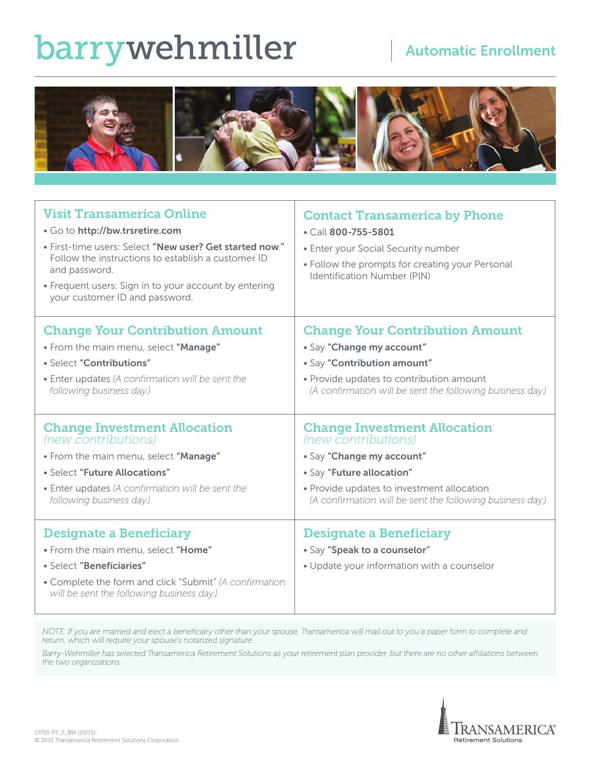barrywehmiller | Automatic Enrollment

## Visit Transamerica Online

- Go to **http://bw.trsretire.com**
- First-time users: Select **"New user? Get started now."** Follow the instructions to establish a customer ID and password.
- Frequent users: Sign in to your account by entering your customer ID and password.

## Contact Transamerica by Phone

- Call **800-755-5801**
- Enter your Social Security number
- Follow the prompts for creating your Personal Identification Number (PIN)

## Change Your Contribution Amount

- From the main menu, select **"Manage"**
- Select **"Contributions"**
- Enter updates *(A confirmation will be sent the following business day.)*

## Change Your Contribution Amount

- Say **"Change my account"**
- Say **"Contribution amount"**
- Provide updates to contribution amount *(A confirmation will be sent the following business day.)*

## Change Investment Allocation *(new contributions)*

- From the main menu, select **"Manage"**
- Select **"Future Allocations"**
- Enter updates *(A confirmation will be sent the following business day.)*

## Change Investment Allocation *(new contributions)*

- Say **"Change my account"**
- Say **"Future allocation"**
- Provide updates to investment allocation *(A confirmation will be sent the following business day.)*

## Designate a Beneficiary

- From the main menu, select **"Home"**
- Select **"Beneficiaries"**
- Complete the form and click "Submit" *(A confirmation will be sent the following business day.)*

## Designate a Beneficiary

- Say **"Speak to a counselor"**
- Update your information with a counselor

*NOTE: If you are married and elect a beneficiary other than your spouse, Transamerica will mail out to you a paper form to complete and return, which will require your spouse's notarized signature.*

*Barry-Wehmiller has selected Transamerica Retirement Solutions as your retirement plan provider, but there are no other affiliations between the two organizations.*

17755-PT_F_BW (03/15)
© 2015 Transamerica Retirement Solutions Corporation

TRANSAMERICA® Retirement Solutions